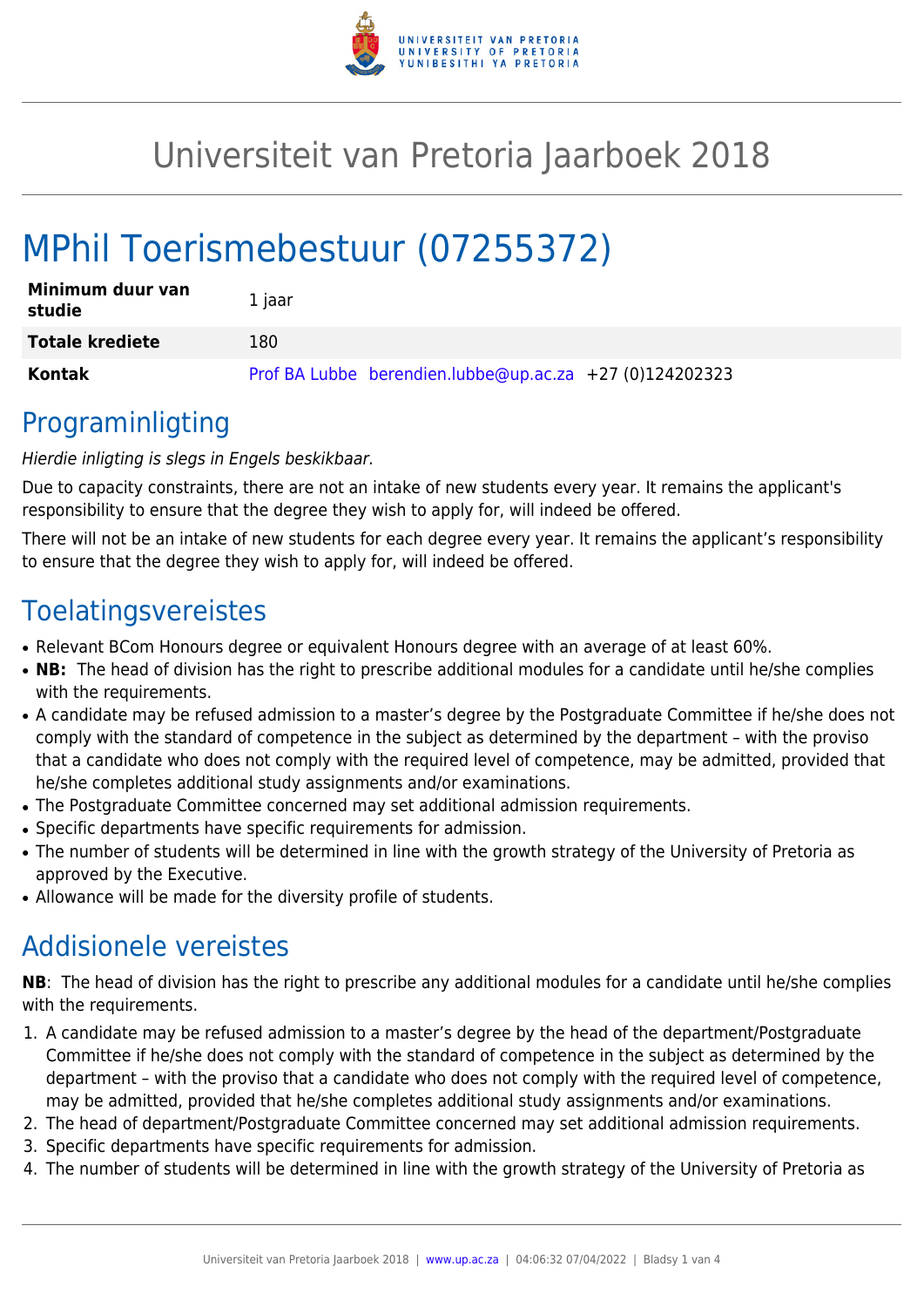# Universiteit van Pretoria Jaarboek 2018

# MPhil Toerismebestuur (07255372)

| **Minimum duur van studie** | 1 jaar |
| --- | --- |
| **Totale krediete** | 180 |
| **Kontak** | Prof BA Lubbe berendien.lubbe@up.ac.za +27 (0)124202323 |

## Programinligting

*Hierdie inligting is slegs in Engels beskikbaar.*

Due to capacity constraints, there are not an intake of new students every year. It remains the applicant's responsibility to ensure that the degree they wish to apply for, will indeed be offered.

There will not be an intake of new students for each degree every year. It remains the applicant's responsibility to ensure that the degree they wish to apply for, will indeed be offered.

## Toelatingsvereistes

- Relevant BCom Honours degree or equivalent Honours degree with an average of at least 60%.
- **NB:** The head of division has the right to prescribe additional modules for a candidate until he/she complies with the requirements.
- A candidate may be refused admission to a master's degree by the Postgraduate Committee if he/she does not comply with the standard of competence in the subject as determined by the department – with the proviso that a candidate who does not comply with the required level of competence, may be admitted, provided that he/she completes additional study assignments and/or examinations.
- The Postgraduate Committee concerned may set additional admission requirements.
- Specific departments have specific requirements for admission.
- The number of students will be determined in line with the growth strategy of the University of Pretoria as approved by the Executive.
- Allowance will be made for the diversity profile of students.

## Addisionele vereistes

**NB**: The head of division has the right to prescribe any additional modules for a candidate until he/she complies with the requirements.

1. A candidate may be refused admission to a master's degree by the head of the department/Postgraduate Committee if he/she does not comply with the standard of competence in the subject as determined by the department – with the proviso that a candidate who does not comply with the required level of competence, may be admitted, provided that he/she completes additional study assignments and/or examinations.
2. The head of department/Postgraduate Committee concerned may set additional admission requirements.
3. Specific departments have specific requirements for admission.
4. The number of students will be determined in line with the growth strategy of the University of Pretoria as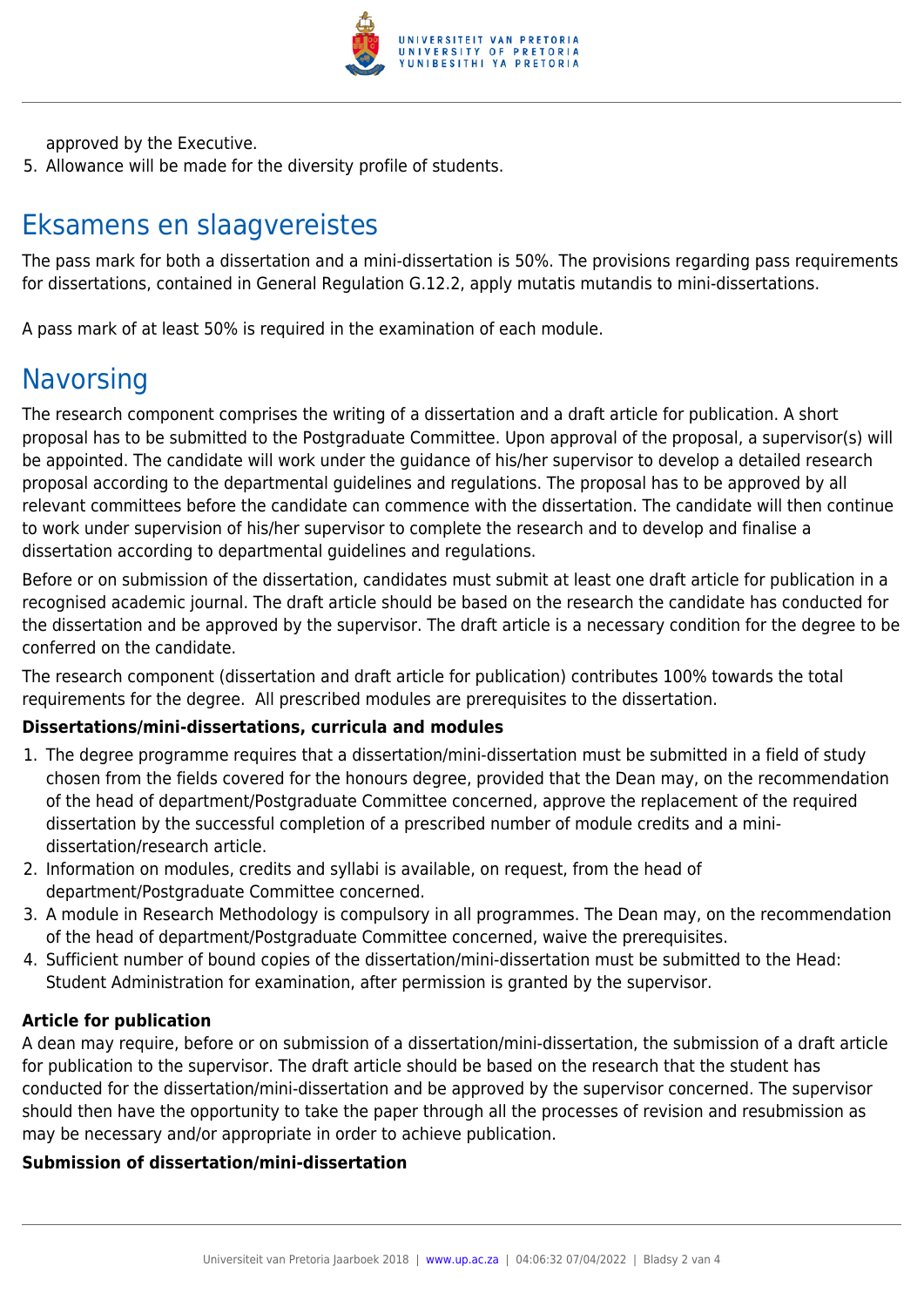approved by the Executive.

5. Allowance will be made for the diversity profile of students.

## Eksamens en slaagvereistes

The pass mark for both a dissertation and a mini-dissertation is 50%. The provisions regarding pass requirements for dissertations, contained in General Regulation G.12.2, apply mutatis mutandis to mini-dissertations.

A pass mark of at least 50% is required in the examination of each module.

## Navorsing

The research component comprises the writing of a dissertation and a draft article for publication. A short proposal has to be submitted to the Postgraduate Committee. Upon approval of the proposal, a supervisor(s) will be appointed. The candidate will work under the guidance of his/her supervisor to develop a detailed research proposal according to the departmental guidelines and regulations. The proposal has to be approved by all relevant committees before the candidate can commence with the dissertation. The candidate will then continue to work under supervision of his/her supervisor to complete the research and to develop and finalise a dissertation according to departmental guidelines and regulations.

Before or on submission of the dissertation, candidates must submit at least one draft article for publication in a recognised academic journal. The draft article should be based on the research the candidate has conducted for the dissertation and be approved by the supervisor. The draft article is a necessary condition for the degree to be conferred on the candidate.

The research component (dissertation and draft article for publication) contributes 100% towards the total requirements for the degree. All prescribed modules are prerequisites to the dissertation.

**Dissertations/mini-dissertations, curricula and modules**

1. The degree programme requires that a dissertation/mini-dissertation must be submitted in a field of study chosen from the fields covered for the honours degree, provided that the Dean may, on the recommendation of the head of department/Postgraduate Committee concerned, approve the replacement of the required dissertation by the successful completion of a prescribed number of module credits and a mini-dissertation/research article.
2. Information on modules, credits and syllabi is available, on request, from the head of department/Postgraduate Committee concerned.
3. A module in Research Methodology is compulsory in all programmes. The Dean may, on the recommendation of the head of department/Postgraduate Committee concerned, waive the prerequisites.
4. Sufficient number of bound copies of the dissertation/mini-dissertation must be submitted to the Head: Student Administration for examination, after permission is granted by the supervisor.

**Article for publication**

A dean may require, before or on submission of a dissertation/mini-dissertation, the submission of a draft article for publication to the supervisor. The draft article should be based on the research that the student has conducted for the dissertation/mini-dissertation and be approved by the supervisor concerned. The supervisor should then have the opportunity to take the paper through all the processes of revision and resubmission as may be necessary and/or appropriate in order to achieve publication.

**Submission of dissertation/mini-dissertation**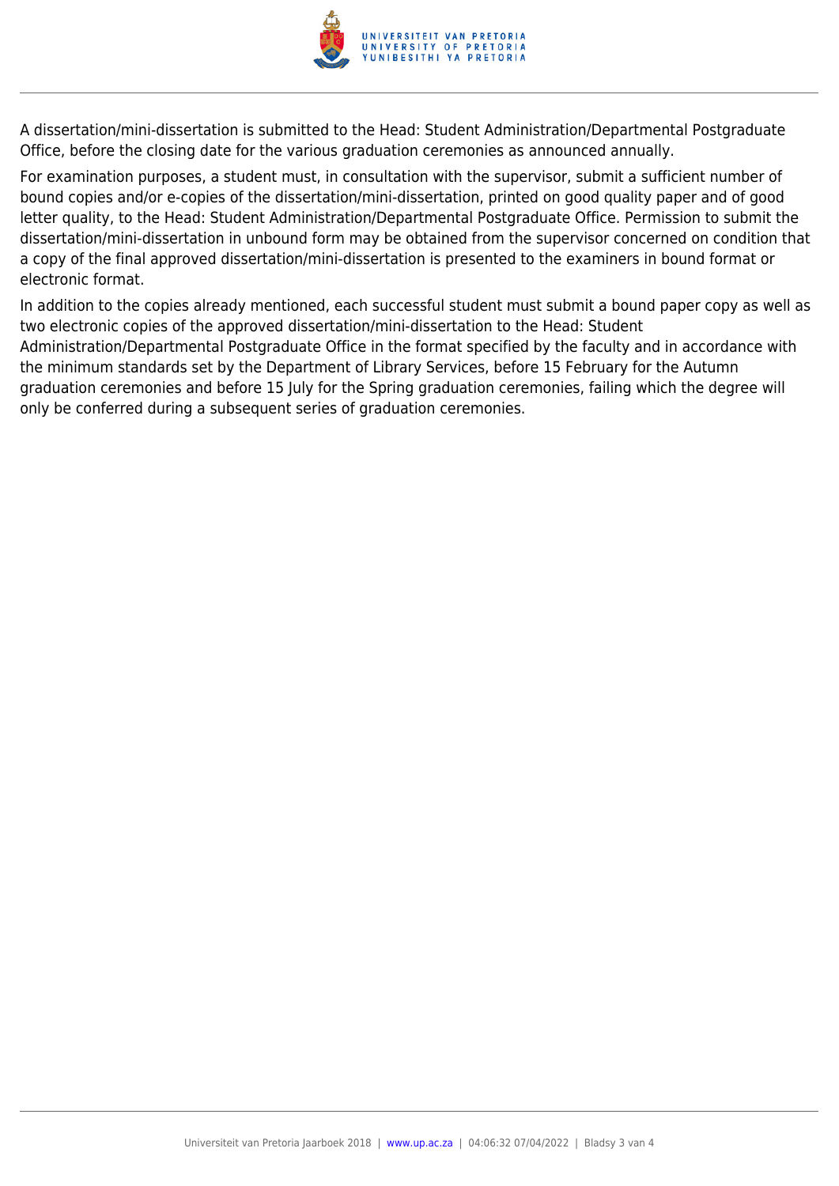A dissertation/mini-dissertation is submitted to the Head: Student Administration/Departmental Postgraduate Office, before the closing date for the various graduation ceremonies as announced annually.

For examination purposes, a student must, in consultation with the supervisor, submit a sufficient number of bound copies and/or e-copies of the dissertation/mini-dissertation, printed on good quality paper and of good letter quality, to the Head: Student Administration/Departmental Postgraduate Office. Permission to submit the dissertation/mini-dissertation in unbound form may be obtained from the supervisor concerned on condition that a copy of the final approved dissertation/mini-dissertation is presented to the examiners in bound format or electronic format.

In addition to the copies already mentioned, each successful student must submit a bound paper copy as well as two electronic copies of the approved dissertation/mini-dissertation to the Head: Student Administration/Departmental Postgraduate Office in the format specified by the faculty and in accordance with the minimum standards set by the Department of Library Services, before 15 February for the Autumn graduation ceremonies and before 15 July for the Spring graduation ceremonies, failing which the degree will only be conferred during a subsequent series of graduation ceremonies.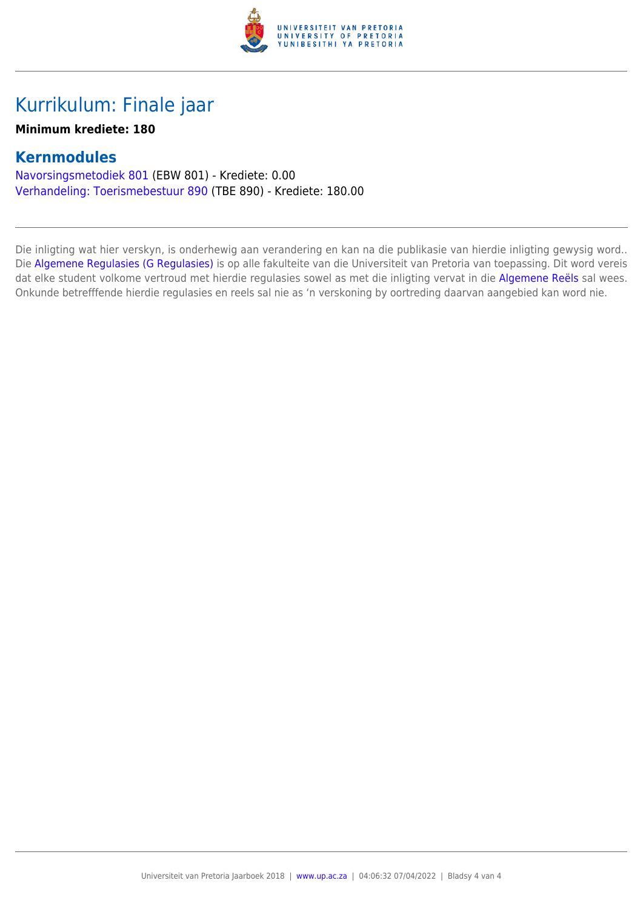# Kurrikulum: Finale jaar

**Minimum krediete: 180**

## Kernmodules

Navorsingsmetodiek 801 (EBW 801) - Krediete: 0.00
Verhandeling: Toerismebestuur 890 (TBE 890) - Krediete: 180.00

---

Die inligting wat hier verskyn, is onderhewig aan verandering en kan na die publikasie van hierdie inligting gewysig word.. Die Algemene Regulasies (G Regulasies) is op alle fakulteite van die Universiteit van Pretoria van toepassing. Dit word vereis dat elke student volkome vertroud met hierdie regulasies sowel as met die inligting vervat in die Algemene Reëls sal wees. Onkunde betrefffende hierdie regulasies en reels sal nie as 'n verskoning by oortreding daarvan aangebied kan word nie.